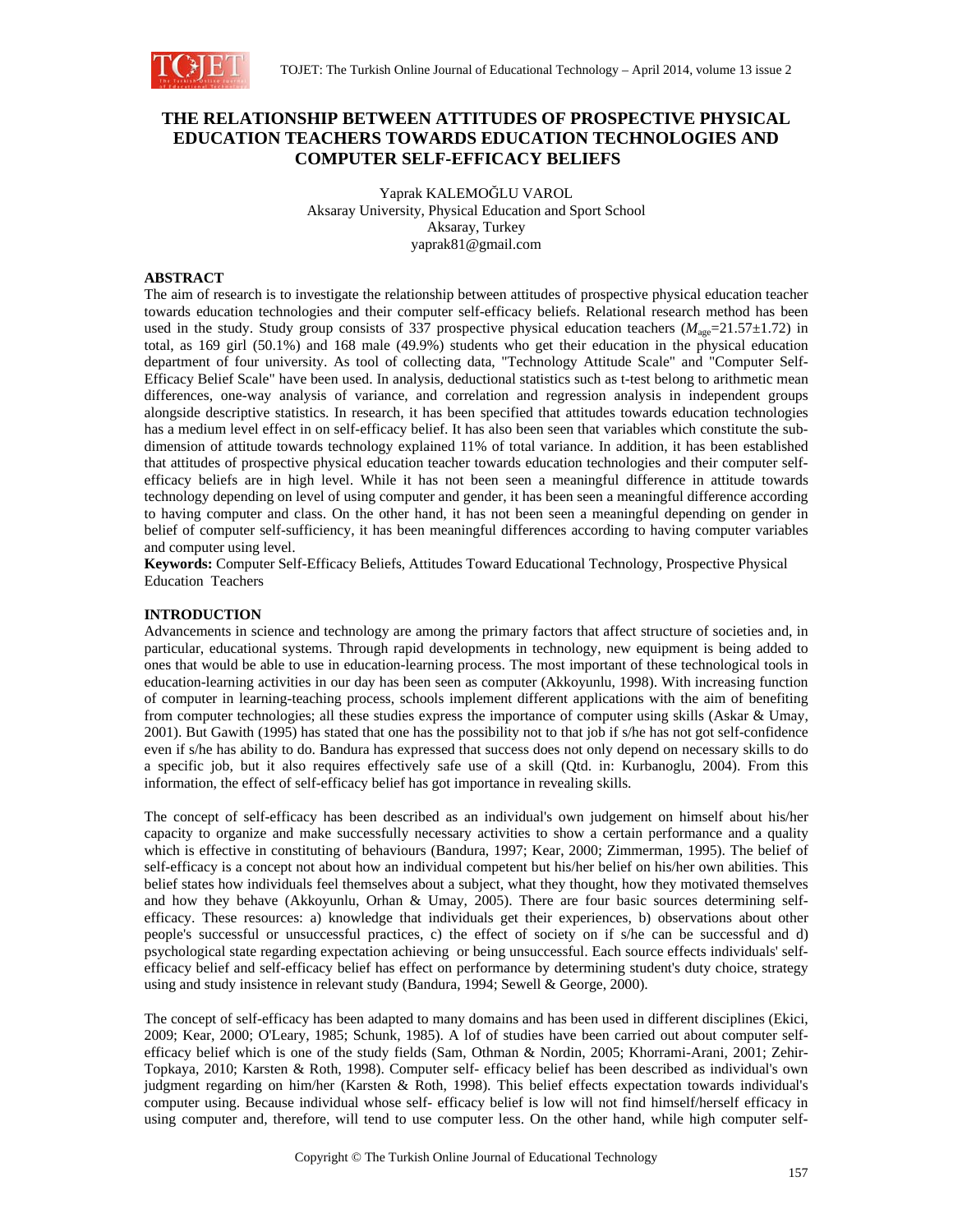# THE RELATIONSHIP BETWEEN ATTITUDES OF PROSPECTIVE PHYSICAL EDUCATION TEACHERS TOWARDS EDUCATION TECHNOLOGIES AND COMPUTER SELF-EFFICACY BELIEFS

Yaprak KALEMOĞLU VAROL
Aksaray University, Physical Education and Sport School
Aksaray, Turkey
yaprak81@gmail.com

## ABSTRACT

The aim of research is to investigate the relationship between attitudes of prospective physical education teacher towards education technologies and their computer self-efficacy beliefs. Relational research method has been used in the study. Study group consists of 337 prospective physical education teachers ($M_{age}$=21.57±1.72) in total, as 169 girl (50.1%) and 168 male (49.9%) students who get their education in the physical education department of four university. As tool of collecting data, "Technology Attitude Scale" and "Computer Self-Efficacy Belief Scale" have been used. In analysis, deductional statistics such as t-test belong to arithmetic mean differences, one-way analysis of variance, and correlation and regression analysis in independent groups alongside descriptive statistics. In research, it has been specified that attitudes towards education technologies has a medium level effect in on self-efficacy belief. It has also been seen that variables which constitute the sub-dimension of attitude towards technology explained 11% of total variance. In addition, it has been established that attitudes of prospective physical education teacher towards education technologies and their computer self-efficacy beliefs are in high level. While it has not been seen a meaningful difference in attitude towards technology depending on level of using computer and gender, it has been seen a meaningful difference according to having computer and class. On the other hand, it has not been seen a meaningful depending on gender in belief of computer self-sufficiency, it has been meaningful differences according to having computer variables and computer using level.

**Keywords:** Computer Self-Efficacy Beliefs, Attitudes Toward Educational Technology, Prospective Physical Education Teachers

## INTRODUCTION

Advancements in science and technology are among the primary factors that affect structure of societies and, in particular, educational systems. Through rapid developments in technology, new equipment is being added to ones that would be able to use in education-learning process. The most important of these technological tools in education-learning activities in our day has been seen as computer (Akkoyunlu, 1998). With increasing function of computer in learning-teaching process, schools implement different applications with the aim of benefiting from computer technologies; all these studies express the importance of computer using skills (Askar & Umay, 2001). But Gawith (1995) has stated that one has the possibility not to that job if s/he has not got self-confidence even if s/he has ability to do. Bandura has expressed that success does not only depend on necessary skills to do a specific job, but it also requires effectively safe use of a skill (Qtd. in: Kurbanoglu, 2004). From this information, the effect of self-efficacy belief has got importance in revealing skills.

The concept of self-efficacy has been described as an individual's own judgement on himself about his/her capacity to organize and make successfully necessary activities to show a certain performance and a quality which is effective in constituting of behaviours (Bandura, 1997; Kear, 2000; Zimmerman, 1995). The belief of self-efficacy is a concept not about how an individual competent but his/her belief on his/her own abilities. This belief states how individuals feel themselves about a subject, what they thought, how they motivated themselves and how they behave (Akkoyunlu, Orhan & Umay, 2005). There are four basic sources determining self-efficacy. These resources: a) knowledge that individuals get their experiences, b) observations about other people's successful or unsuccessful practices, c) the effect of society on if s/he can be successful and d) psychological state regarding expectation achieving or being unsuccessful. Each source effects individuals' self-efficacy belief and self-efficacy belief has effect on performance by determining student's duty choice, strategy using and study insistence in relevant study (Bandura, 1994; Sewell & George, 2000).

The concept of self-efficacy has been adapted to many domains and has been used in different disciplines (Ekici, 2009; Kear, 2000; O'Leary, 1985; Schunk, 1985). A lof of studies have been carried out about computer self-efficacy belief which is one of the study fields (Sam, Othman & Nordin, 2005; Khorrami-Arani, 2001; Zehir-Topkaya, 2010; Karsten & Roth, 1998). Computer self- efficacy belief has been described as individual's own judgment regarding on him/her (Karsten & Roth, 1998). This belief effects expectation towards individual's computer using. Because individual whose self- efficacy belief is low will not find himself/herself efficacy in using computer and, therefore, will tend to use computer less. On the other hand, while high computer self-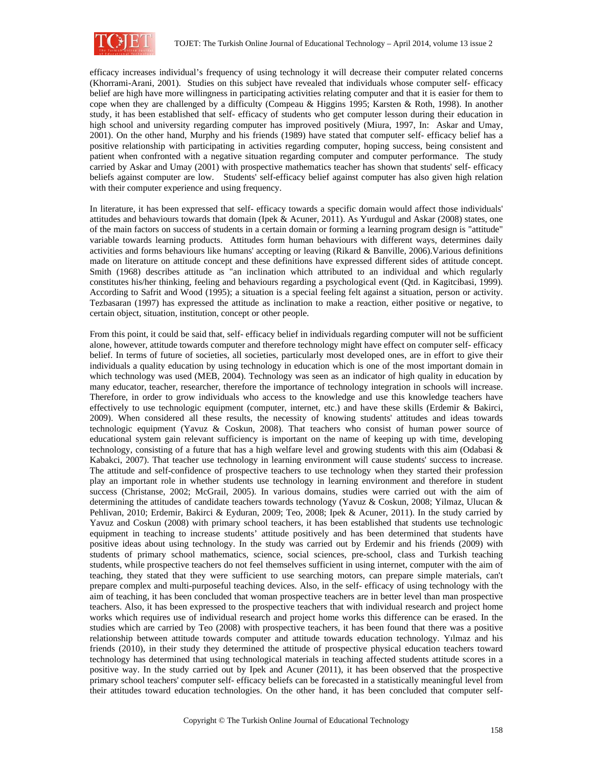efficacy increases individual's frequency of using technology it will decrease their computer related concerns (Khorrami-Arani, 2001). Studies on this subject have revealed that individuals whose computer self- efficacy belief are high have more willingness in participating activities relating computer and that it is easier for them to cope when they are challenged by a difficulty (Compeau & Higgins 1995; Karsten & Roth, 1998). In another study, it has been established that self- efficacy of students who get computer lesson during their education in high school and university regarding computer has improved positively (Miura, 1997, In: Askar and Umay, 2001). On the other hand, Murphy and his friends (1989) have stated that computer self- efficacy belief has a positive relationship with participating in activities regarding computer, hoping success, being consistent and patient when confronted with a negative situation regarding computer and computer performance. The study carried by Askar and Umay (2001) with prospective mathematics teacher has shown that students' self- efficacy beliefs against computer are low. Students' self-efficacy belief against computer has also given high relation with their computer experience and using frequency.

In literature, it has been expressed that self- efficacy towards a specific domain would affect those individuals' attitudes and behaviours towards that domain (Ipek & Acuner, 2011). As Yurdugul and Askar (2008) states, one of the main factors on success of students in a certain domain or forming a learning program design is "attitude" variable towards learning products. Attitudes form human behaviours with different ways, determines daily activities and forms behaviours like humans' accepting or leaving (Rikard & Banville, 2006).Various definitions made on literature on attitude concept and these definitions have expressed different sides of attitude concept. Smith (1968) describes attitude as "an inclination which attributed to an individual and which regularly constitutes his/her thinking, feeling and behaviours regarding a psychological event (Qtd. in Kagitcibasi, 1999). According to Safrit and Wood (1995); a situation is a special feeling felt against a situation, person or activity. Tezbasaran (1997) has expressed the attitude as inclination to make a reaction, either positive or negative, to certain object, situation, institution, concept or other people.

From this point, it could be said that, self- efficacy belief in individuals regarding computer will not be sufficient alone, however, attitude towards computer and therefore technology might have effect on computer self- efficacy belief. In terms of future of societies, all societies, particularly most developed ones, are in effort to give their individuals a quality education by using technology in education which is one of the most important domain in which technology was used (MEB, 2004). Technology was seen as an indicator of high quality in education by many educator, teacher, researcher, therefore the importance of technology integration in schools will increase. Therefore, in order to grow individuals who access to the knowledge and use this knowledge teachers have effectively to use technologic equipment (computer, internet, etc.) and have these skills (Erdemir & Bakirci, 2009). When considered all these results, the necessity of knowing students' attitudes and ideas towards technologic equipment (Yavuz & Coskun, 2008). That teachers who consist of human power source of educational system gain relevant sufficiency is important on the name of keeping up with time, developing technology, consisting of a future that has a high welfare level and growing students with this aim (Odabasi & Kabakci, 2007). That teacher use technology in learning environment will cause students' success to increase. The attitude and self-confidence of prospective teachers to use technology when they started their profession play an important role in whether students use technology in learning environment and therefore in student success (Christanse, 2002; McGrail, 2005). In various domains, studies were carried out with the aim of determining the attitudes of candidate teachers towards technology (Yavuz & Coskun, 2008; Yilmaz, Ulucan & Pehlivan, 2010; Erdemir, Bakirci & Eyduran, 2009; Teo, 2008; Ipek & Acuner, 2011). In the study carried by Yavuz and Coskun (2008) with primary school teachers, it has been established that students use technologic equipment in teaching to increase students' attitude positively and has been determined that students have positive ideas about using technology. In the study was carried out by Erdemir and his friends (2009) with students of primary school mathematics, science, social sciences, pre-school, class and Turkish teaching students, while prospective teachers do not feel themselves sufficient in using internet, computer with the aim of teaching, they stated that they were sufficient to use searching motors, can prepare simple materials, can't prepare complex and multi-purposeful teaching devices. Also, in the self- efficacy of using technology with the aim of teaching, it has been concluded that woman prospective teachers are in better level than man prospective teachers. Also, it has been expressed to the prospective teachers that with individual research and project home works which requires use of individual research and project home works this difference can be erased. In the studies which are carried by Teo (2008) with prospective teachers, it has been found that there was a positive relationship between attitude towards computer and attitude towards education technology. Yılmaz and his friends (2010), in their study they determined the attitude of prospective physical education teachers toward technology has determined that using technological materials in teaching affected students attitude scores in a positive way. In the study carried out by Ipek and Acuner (2011), it has been observed that the prospective primary school teachers' computer self- efficacy beliefs can be forecasted in a statistically meaningful level from their attitudes toward education technologies. On the other hand, it has been concluded that computer self-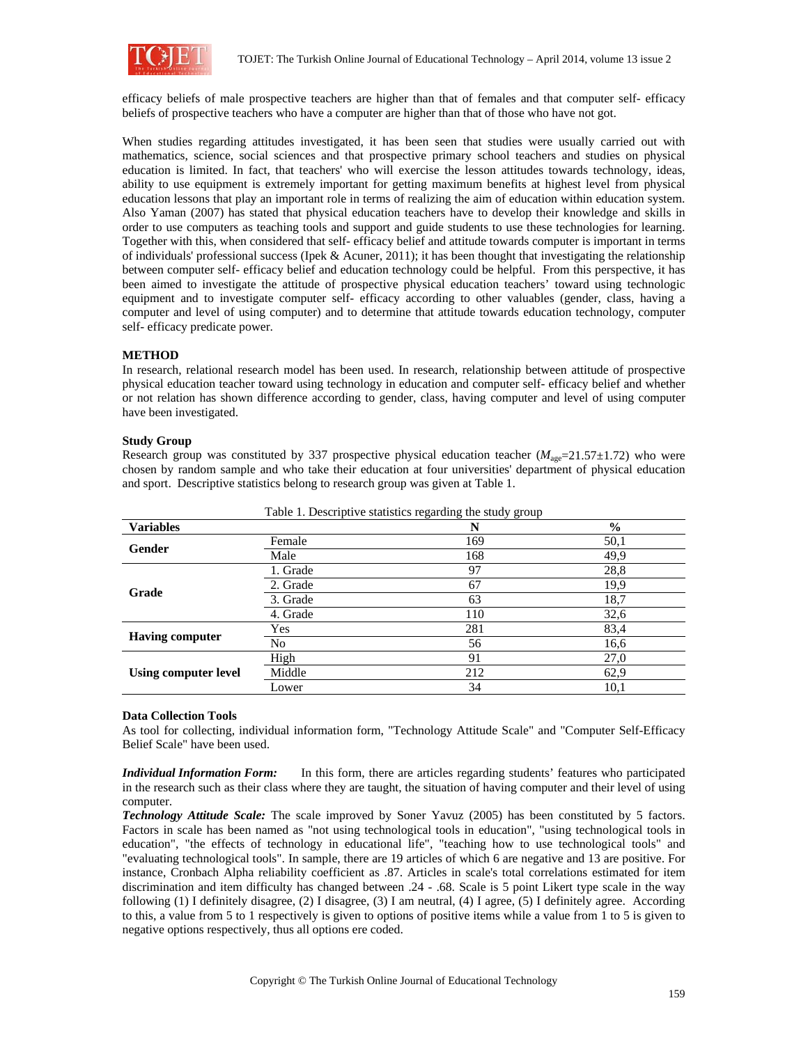efficacy beliefs of male prospective teachers are higher than that of females and that computer self- efficacy beliefs of prospective teachers who have a computer are higher than that of those who have not got.

When studies regarding attitudes investigated, it has been seen that studies were usually carried out with mathematics, science, social sciences and that prospective primary school teachers and studies on physical education is limited. In fact, that teachers' who will exercise the lesson attitudes towards technology, ideas, ability to use equipment is extremely important for getting maximum benefits at highest level from physical education lessons that play an important role in terms of realizing the aim of education within education system. Also Yaman (2007) has stated that physical education teachers have to develop their knowledge and skills in order to use computers as teaching tools and support and guide students to use these technologies for learning. Together with this, when considered that self- efficacy belief and attitude towards computer is important in terms of individuals' professional success (Ipek & Acuner, 2011); it has been thought that investigating the relationship between computer self- efficacy belief and education technology could be helpful. From this perspective, it has been aimed to investigate the attitude of prospective physical education teachers' toward using technologic equipment and to investigate computer self- efficacy according to other valuables (gender, class, having a computer and level of using computer) and to determine that attitude towards education technology, computer self- efficacy predicate power.

## METHOD

In research, relational research model has been used. In research, relationship between attitude of prospective physical education teacher toward using technology in education and computer self- efficacy belief and whether or not relation has shown difference according to gender, class, having computer and level of using computer have been investigated.

### Study Group

Research group was constituted by 337 prospective physical education teacher ($M_{age}$=21.57±1.72) who were chosen by random sample and who take their education at four universities' department of physical education and sport. Descriptive statistics belong to research group was given at Table 1.

Table 1. Descriptive statistics regarding the study group

| Variables | | N | % |
|---|---|---|---|
| **Gender** | Female | 169 | 50,1 |
| | Male | 168 | 49,9 |
| **Grade** | 1. Grade | 97 | 28,8 |
| | 2. Grade | 67 | 19,9 |
| | 3. Grade | 63 | 18,7 |
| | 4. Grade | 110 | 32,6 |
| **Having computer** | Yes | 281 | 83,4 |
| | No | 56 | 16,6 |
| **Using computer level** | High | 91 | 27,0 |
| | Middle | 212 | 62,9 |
| | Lower | 34 | 10,1 |

### Data Collection Tools

As tool for collecting, individual information form, "Technology Attitude Scale" and "Computer Self-Efficacy Belief Scale" have been used.

***Individual Information Form:*** In this form, there are articles regarding students' features who participated in the research such as their class where they are taught, the situation of having computer and their level of using computer.

***Technology Attitude Scale:*** The scale improved by Soner Yavuz (2005) has been constituted by 5 factors. Factors in scale has been named as "not using technological tools in education", "using technological tools in education", "the effects of technology in educational life", "teaching how to use technological tools" and "evaluating technological tools". In sample, there are 19 articles of which 6 are negative and 13 are positive. For instance, Cronbach Alpha reliability coefficient as .87. Articles in scale's total correlations estimated for item discrimination and item difficulty has changed between .24 - .68. Scale is 5 point Likert type scale in the way following (1) I definitely disagree, (2) I disagree, (3) I am neutral, (4) I agree, (5) I definitely agree. According to this, a value from 5 to 1 respectively is given to options of positive items while a value from 1 to 5 is given to negative options respectively, thus all options ere coded.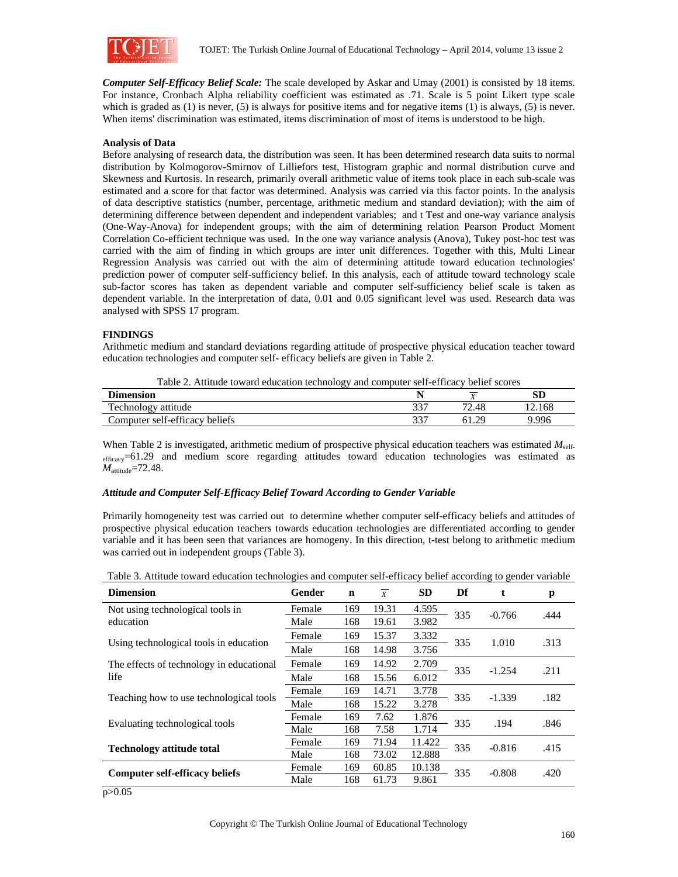***Computer Self-Efficacy Belief Scale:*** The scale developed by Askar and Umay (2001) is consisted by 18 items. For instance, Cronbach Alpha reliability coefficient was estimated as .71. Scale is 5 point Likert type scale which is graded as (1) is never, (5) is always for positive items and for negative items (1) is always, (5) is never. When items' discrimination was estimated, items discrimination of most of items is understood to be high.

**Analysis of Data**

Before analysing of research data, the distribution was seen. It has been determined research data suits to normal distribution by Kolmogorov-Smirnov of Lilliefors test, Histogram graphic and normal distribution curve and Skewness and Kurtosis. In research, primarily overall arithmetic value of items took place in each sub-scale was estimated and a score for that factor was determined. Analysis was carried via this factor points. In the analysis of data descriptive statistics (number, percentage, arithmetic medium and standard deviation); with the aim of determining difference between dependent and independent variables; and t Test and one-way variance analysis (One-Way-Anova) for independent groups; with the aim of determining relation Pearson Product Moment Correlation Co-efficient technique was used. In the one way variance analysis (Anova), Tukey post-hoc test was carried with the aim of finding in which groups are inter unit differences. Together with this, Multi Linear Regression Analysis was carried out with the aim of determining attitude toward education technologies' prediction power of computer self-sufficiency belief. In this analysis, each of attitude toward technology scale sub-factor scores has taken as dependent variable and computer self-sufficiency belief scale is taken as dependent variable. In the interpretation of data, 0.01 and 0.05 significant level was used. Research data was analysed with SPSS 17 program.

## FINDINGS

Arithmetic medium and standard deviations regarding attitude of prospective physical education teacher toward education technologies and computer self- efficacy beliefs are given in Table 2.

Table 2. Attitude toward education technology and computer self-efficacy belief scores

| Dimension | N | $\bar{X}$ | SD |
|---|---|---|---|
| Technology attitude | 337 | 72.48 | 12.168 |
| Computer self-efficacy beliefs | 337 | 61.29 | 9.996 |

When Table 2 is investigated, arithmetic medium of prospective physical education teachers was estimated $M_{self-efficacy}$=61.29 and medium score regarding attitudes toward education technologies was estimated as $M_{attitude}$=72.48.

### *Attitude and Computer Self-Efficacy Belief Toward According to Gender Variable*

Primarily homogeneity test was carried out to determine whether computer self-efficacy beliefs and attitudes of prospective physical education teachers towards education technologies are differentiated according to gender variable and it has been seen that variances are homogeny. In this direction, t-test belong to arithmetic medium was carried out in independent groups (Table 3).

Table 3. Attitude toward education technologies and computer self-efficacy belief according to gender variable

| Dimension | Gender | n | $\bar{X}$ | SD | Df | t | p |
|---|---|---|---|---|---|---|---|
| Not using technological tools in education | Female | 169 | 19.31 | 4.595 | 335 | -0.766 | .444 |
| | Male | 168 | 19.61 | 3.982 | | | |
| Using technological tools in education | Female | 169 | 15.37 | 3.332 | 335 | 1.010 | .313 |
| | Male | 168 | 14.98 | 3.756 | | | |
| The effects of technology in educational life | Female | 169 | 14.92 | 2.709 | 335 | -1.254 | .211 |
| | Male | 168 | 15.56 | 6.012 | | | |
| Teaching how to use technological tools | Female | 169 | 14.71 | 3.778 | 335 | -1.339 | .182 |
| | Male | 168 | 15.22 | 3.278 | | | |
| Evaluating technological tools | Female | 169 | 7.62 | 1.876 | 335 | .194 | .846 |
| | Male | 168 | 7.58 | 1.714 | | | |
| **Technology attitude total** | Female | 169 | 71.94 | 11.422 | 335 | -0.816 | .415 |
| | Male | 168 | 73.02 | 12.888 | | | |
| **Computer self-efficacy beliefs** | Female | 169 | 60.85 | 10.138 | 335 | -0.808 | .420 |
| | Male | 168 | 61.73 | 9.861 | | | |

$p>0.05$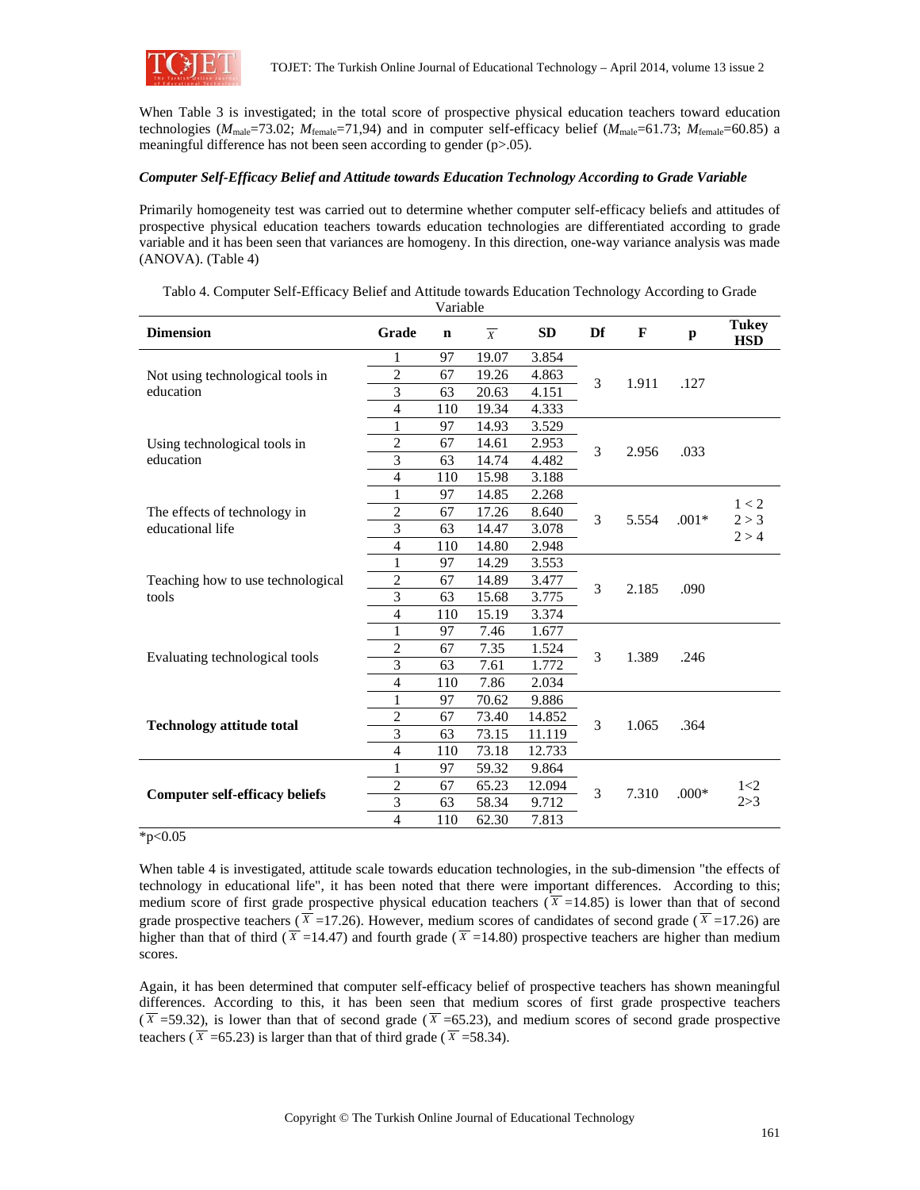When Table 3 is investigated; in the total score of prospective physical education teachers toward education technologies ($M_{male}$=73.02; $M_{female}$=71,94) and in computer self-efficacy belief ($M_{male}$=61.73; $M_{female}$=60.85) a meaningful difference has not been seen according to gender (p>.05).

### *Computer Self-Efficacy Belief and Attitude towards Education Technology According to Grade Variable*

Primarily homogeneity test was carried out to determine whether computer self-efficacy beliefs and attitudes of prospective physical education teachers towards education technologies are differentiated according to grade variable and it has been seen that variances are homogeny. In this direction, one-way variance analysis was made (ANOVA). (Table 4)

Tablo 4. Computer Self-Efficacy Belief and Attitude towards Education Technology According to Grade Variable

| Dimension | Grade | n | $\overline{X}$ | SD | Df | F | p | Tukey HSD |
|---|---|---|---|---|---|---|---|---|
| Not using technological tools in education | 1 | 97 | 19.07 | 3.854 | 3 | 1.911 | .127 | |
| | 2 | 67 | 19.26 | 4.863 | | | | |
| | 3 | 63 | 20.63 | 4.151 | | | | |
| | 4 | 110 | 19.34 | 4.333 | | | | |
| Using technological tools in education | 1 | 97 | 14.93 | 3.529 | 3 | 2.956 | .033 | |
| | 2 | 67 | 14.61 | 2.953 | | | | |
| | 3 | 63 | 14.74 | 4.482 | | | | |
| | 4 | 110 | 15.98 | 3.188 | | | | |
| The effects of technology in educational life | 1 | 97 | 14.85 | 2.268 | 3 | 5.554 | .001* | 1 < 2<br>2 > 3<br>2 > 4 |
| | 2 | 67 | 17.26 | 8.640 | | | | |
| | 3 | 63 | 14.47 | 3.078 | | | | |
| | 4 | 110 | 14.80 | 2.948 | | | | |
| Teaching how to use technological tools | 1 | 97 | 14.29 | 3.553 | 3 | 2.185 | .090 | |
| | 2 | 67 | 14.89 | 3.477 | | | | |
| | 3 | 63 | 15.68 | 3.775 | | | | |
| | 4 | 110 | 15.19 | 3.374 | | | | |
| Evaluating technological tools | 1 | 97 | 7.46 | 1.677 | 3 | 1.389 | .246 | |
| | 2 | 67 | 7.35 | 1.524 | | | | |
| | 3 | 63 | 7.61 | 1.772 | | | | |
| | 4 | 110 | 7.86 | 2.034 | | | | |
| **Technology attitude total** | 1 | 97 | 70.62 | 9.886 | 3 | 1.065 | .364 | |
| | 2 | 67 | 73.40 | 14.852 | | | | |
| | 3 | 63 | 73.15 | 11.119 | | | | |
| | 4 | 110 | 73.18 | 12.733 | | | | |
| **Computer self-efficacy beliefs** | 1 | 97 | 59.32 | 9.864 | 3 | 7.310 | .000* | 1<2<br>2>3 |
| | 2 | 67 | 65.23 | 12.094 | | | | |
| | 3 | 63 | 58.34 | 9.712 | | | | |
| | 4 | 110 | 62.30 | 7.813 | | | | |

*p<0.05

When table 4 is investigated, attitude scale towards education technologies, in the sub-dimension "the effects of technology in educational life", it has been noted that there were important differences. According to this; medium score of first grade prospective physical education teachers ($\overline{X}$ =14.85) is lower than that of second grade prospective teachers ($\overline{X}$ =17.26). However, medium scores of candidates of second grade ($\overline{X}$ =17.26) are higher than that of third ($\overline{X}$ =14.47) and fourth grade ($\overline{X}$ =14.80) prospective teachers are higher than medium scores.

Again, it has been determined that computer self-efficacy belief of prospective teachers has shown meaningful differences. According to this, it has been seen that medium scores of first grade prospective teachers ($\overline{X}$ =59.32), is lower than that of second grade ($\overline{X}$ =65.23), and medium scores of second grade prospective teachers ($\overline{X}$ =65.23) is larger than that of third grade ($\overline{X}$ =58.34).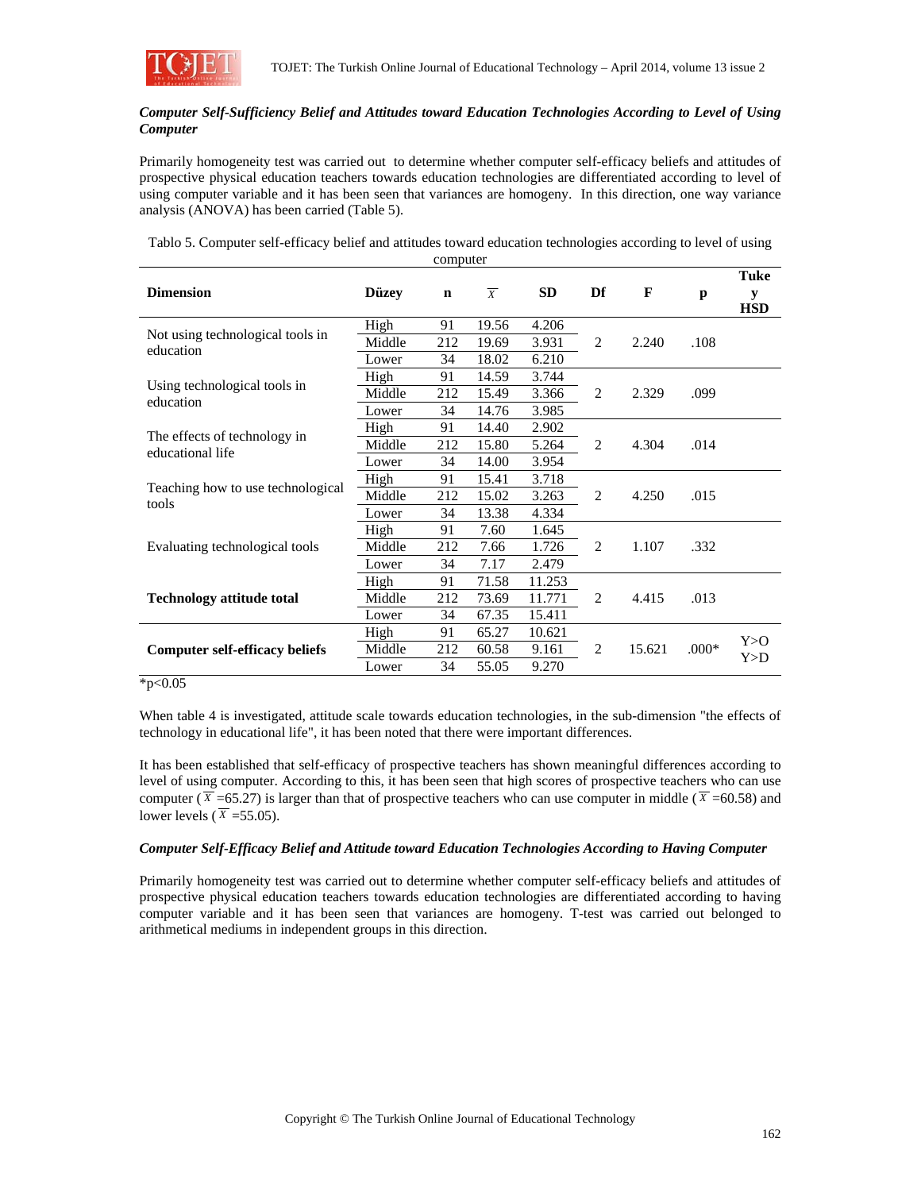### *Computer Self-Sufficiency Belief and Attitudes toward Education Technologies According to Level of Using Computer*

Primarily homogeneity test was carried out to determine whether computer self-efficacy beliefs and attitudes of prospective physical education teachers towards education technologies are differentiated according to level of using computer variable and it has been seen that variances are homogeny. In this direction, one way variance analysis (ANOVA) has been carried (Table 5).

Tablo 5. Computer self-efficacy belief and attitudes toward education technologies according to level of using computer

| Dimension | Düzey | n | $\overline{X}$ | SD | Df | F | p | Tukey HSD |
|---|---|---|---|---|---|---|---|---|
| Not using technological tools in education | High | 91 | 19.56 | 4.206 | 2 | 2.240 | .108 | |
| | Middle | 212 | 19.69 | 3.931 | | | | |
| | Lower | 34 | 18.02 | 6.210 | | | | |
| Using technological tools in education | High | 91 | 14.59 | 3.744 | 2 | 2.329 | .099 | |
| | Middle | 212 | 15.49 | 3.366 | | | | |
| | Lower | 34 | 14.76 | 3.985 | | | | |
| The effects of technology in educational life | High | 91 | 14.40 | 2.902 | 2 | 4.304 | .014 | |
| | Middle | 212 | 15.80 | 5.264 | | | | |
| | Lower | 34 | 14.00 | 3.954 | | | | |
| Teaching how to use technological tools | High | 91 | 15.41 | 3.718 | 2 | 4.250 | .015 | |
| | Middle | 212 | 15.02 | 3.263 | | | | |
| | Lower | 34 | 13.38 | 4.334 | | | | |
| Evaluating technological tools | High | 91 | 7.60 | 1.645 | 2 | 1.107 | .332 | |
| | Middle | 212 | 7.66 | 1.726 | | | | |
| | Lower | 34 | 7.17 | 2.479 | | | | |
| **Technology attitude total** | High | 91 | 71.58 | 11.253 | 2 | 4.415 | .013 | |
| | Middle | 212 | 73.69 | 11.771 | | | | |
| | Lower | 34 | 67.35 | 15.411 | | | | |
| **Computer self-efficacy beliefs** | High | 91 | 65.27 | 10.621 | 2 | 15.621 | .000* | Y>O Y>D |
| | Middle | 212 | 60.58 | 9.161 | | | | |
| | Lower | 34 | 55.05 | 9.270 | | | | |

*p<0.05

When table 4 is investigated, attitude scale towards education technologies, in the sub-dimension "the effects of technology in educational life", it has been noted that there were important differences.

It has been established that self-efficacy of prospective teachers has shown meaningful differences according to level of using computer. According to this, it has been seen that high scores of prospective teachers who can use computer ($\overline{X}$ =65.27) is larger than that of prospective teachers who can use computer in middle ($\overline{X}$ =60.58) and lower levels ($\overline{X}$ =55.05).

### *Computer Self-Efficacy Belief and Attitude toward Education Technologies According to Having Computer*

Primarily homogeneity test was carried out to determine whether computer self-efficacy beliefs and attitudes of prospective physical education teachers towards education technologies are differentiated according to having computer variable and it has been seen that variances are homogeny. T-test was carried out belonged to arithmetical mediums in independent groups in this direction.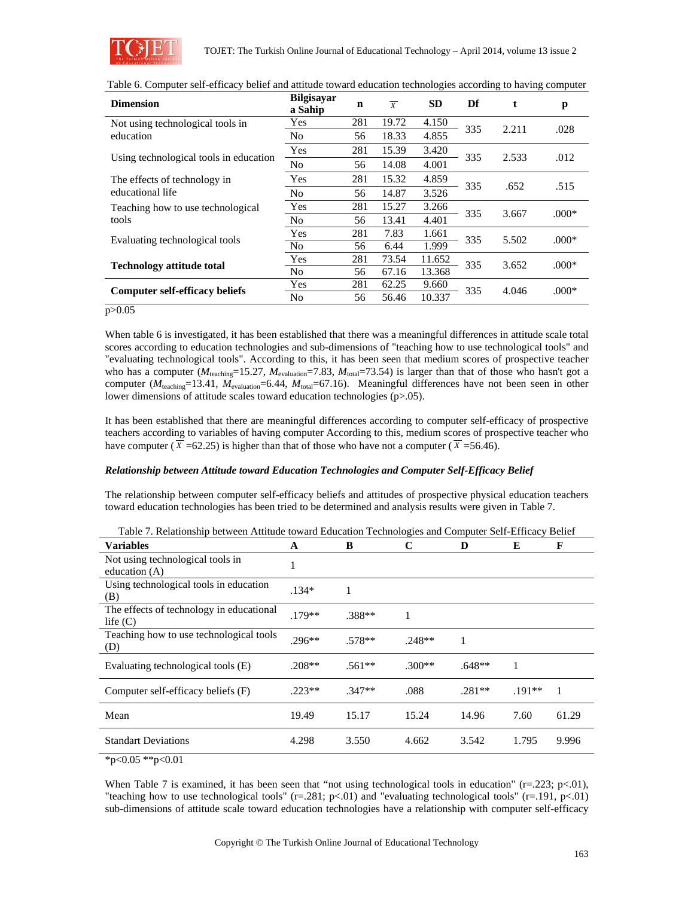Table 6. Computer self-efficacy belief and attitude toward education technologies according to having computer

| Dimension | Bilgisayar a Sahip | n | $\overline{X}$ | SD | Df | t | p |
|---|---|---|---|---|---|---|---|
| Not using technological tools in education | Yes | 281 | 19.72 | 4.150 | 335 | 2.211 | .028 |
| | No | 56 | 18.33 | 4.855 | | | |
| Using technological tools in education | Yes | 281 | 15.39 | 3.420 | 335 | 2.533 | .012 |
| | No | 56 | 14.08 | 4.001 | | | |
| The effects of technology in educational life | Yes | 281 | 15.32 | 4.859 | 335 | .652 | .515 |
| | No | 56 | 14.87 | 3.526 | | | |
| Teaching how to use technological tools | Yes | 281 | 15.27 | 3.266 | 335 | 3.667 | .000* |
| | No | 56 | 13.41 | 4.401 | | | |
| Evaluating technological tools | Yes | 281 | 7.83 | 1.661 | 335 | 5.502 | .000* |
| | No | 56 | 6.44 | 1.999 | | | |
| **Technology attitude total** | Yes | 281 | 73.54 | 11.652 | 335 | 3.652 | .000* |
| | No | 56 | 67.16 | 13.368 | | | |
| **Computer self-efficacy beliefs** | Yes | 281 | 62.25 | 9.660 | 335 | 4.046 | .000* |
| | No | 56 | 56.46 | 10.337 | | | |

p>0.05

When table 6 is investigated, it has been established that there was a meaningful differences in attitude scale total scores according to education technologies and sub-dimensions of "teaching how to use technological tools" and "evaluating technological tools". According to this, it has been seen that medium scores of prospective teacher who has a computer ($M_{teaching}$=15.27, $M_{evaluation}$=7.83, $M_{total}$=73.54) is larger than that of those who hasn't got a computer ($M_{teaching}$=13.41, $M_{evaluation}$=6.44, $M_{total}$=67.16). Meaningful differences have not been seen in other lower dimensions of attitude scales toward education technologies (p>.05).

It has been established that there are meaningful differences according to computer self-efficacy of prospective teachers according to variables of having computer According to this, medium scores of prospective teacher who have computer ($\overline{X}$ =62.25) is higher than that of those who have not a computer ($\overline{X}$ =56.46).

### *Relationship between Attitude toward Education Technologies and Computer Self-Efficacy Belief*

The relationship between computer self-efficacy beliefs and attitudes of prospective physical education teachers toward education technologies has been tried to be determined and analysis results were given in Table 7.

Table 7. Relationship between Attitude toward Education Technologies and Computer Self-Efficacy Belief

| Variables | A | B | C | D | E | F |
|---|---|---|---|---|---|---|
| Not using technological tools in education (A) | 1 | | | | | |
| Using technological tools in education (B) | .134* | 1 | | | | |
| The effects of technology in educational life (C) | .179** | .388** | 1 | | | |
| Teaching how to use technological tools (D) | .296** | .578** | .248** | 1 | | |
| Evaluating technological tools (E) | .208** | .561** | .300** | .648** | 1 | |
| Computer self-efficacy beliefs (F) | .223** | .347** | .088 | .281** | .191** | 1 |
| Mean | 19.49 | 15.17 | 15.24 | 14.96 | 7.60 | 61.29 |
| Standart Deviations | 4.298 | 3.550 | 4.662 | 3.542 | 1.795 | 9.996 |

*p<0.05 **p<0.01

When Table 7 is examined, it has been seen that "not using technological tools in education" (r=.223; p<.01), "teaching how to use technological tools" (r=.281; p<.01) and "evaluating technological tools" (r=.191, p<.01) sub-dimensions of attitude scale toward education technologies have a relationship with computer self-efficacy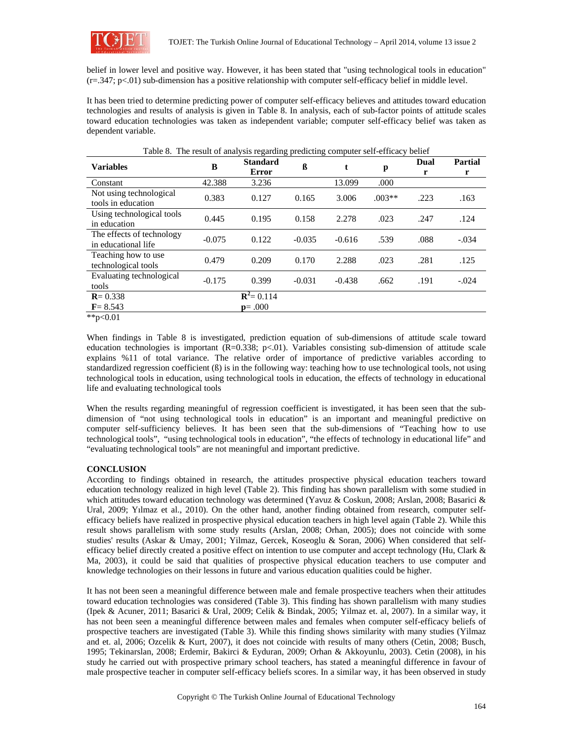belief in lower level and positive way. However, it has been stated that "using technological tools in education" ($r=.347$; $p<.01$) sub-dimension has a positive relationship with computer self-efficacy belief in middle level.

It has been tried to determine predicting power of computer self-efficacy believes and attitudes toward education technologies and results of analysis is given in Table 8. In analysis, each of sub-factor points of attitude scales toward education technologies was taken as independent variable; computer self-efficacy belief was taken as dependent variable.

Table 8. The result of analysis regarding predicting computer self-efficacy belief

| Variables | B | Standard Error | ß | t | p | Dual r | Partial r |
|---|---|---|---|---|---|---|---|
| Constant | 42.388 | 3.236 | | 13.099 | .000 | | |
| Not using technological tools in education | 0.383 | 0.127 | 0.165 | 3.006 | .003** | .223 | .163 |
| Using technological tools in education | 0.445 | 0.195 | 0.158 | 2.278 | .023 | .247 | .124 |
| The effects of technology in educational life | -0.075 | 0.122 | -0.035 | -0.616 | .539 | .088 | -.034 |
| Teaching how to use technological tools | 0.479 | 0.209 | 0.170 | 2.288 | .023 | .281 | .125 |
| Evaluating technological tools | -0.175 | 0.399 | -0.031 | -0.438 | .662 | .191 | -.024 |
| **R**= 0.338 | | $R^2$= 0.114 | | | | | |
| **F**= 8.543 | | **p**= .000 | | | | | |

**p<0.01

When findings in Table 8 is investigated, prediction equation of sub-dimensions of attitude scale toward education technologies is important ($R=0.338$; $p<.01$). Variables consisting sub-dimension of attitude scale explains %11 of total variance. The relative order of importance of predictive variables according to standardized regression coefficient (ß) is in the following way: teaching how to use technological tools, not using technological tools in education, using technological tools in education, the effects of technology in educational life and evaluating technological tools

When the results regarding meaningful of regression coefficient is investigated, it has been seen that the sub-dimension of "not using technological tools in education" is an important and meaningful predictive on computer self-sufficiency believes. It has been seen that the sub-dimensions of "Teaching how to use technological tools", "using technological tools in education", "the effects of technology in educational life" and "evaluating technological tools" are not meaningful and important predictive.

## CONCLUSION

According to findings obtained in research, the attitudes prospective physical education teachers toward education technology realized in high level (Table 2). This finding has shown parallelism with some studied in which attitudes toward education technology was determined (Yavuz & Coskun, 2008; Arslan, 2008; Basarici & Ural, 2009; Yılmaz et al., 2010). On the other hand, another finding obtained from research, computer self-efficacy beliefs have realized in prospective physical education teachers in high level again (Table 2). While this result shows parallelism with some study results (Arslan, 2008; Orhan, 2005); does not coincide with some studies' results (Askar & Umay, 2001; Yilmaz, Gercek, Koseoglu & Soran, 2006) When considered that self-efficacy belief directly created a positive effect on intention to use computer and accept technology (Hu, Clark & Ma, 2003), it could be said that qualities of prospective physical education teachers to use computer and knowledge technologies on their lessons in future and various education qualities could be higher.

It has not been seen a meaningful difference between male and female prospective teachers when their attitudes toward education technologies was considered (Table 3). This finding has shown parallelism with many studies (Ipek & Acuner, 2011; Basarici & Ural, 2009; Celik & Bindak, 2005; Yilmaz et. al, 2007). In a similar way, it has not been seen a meaningful difference between males and females when computer self-efficacy beliefs of prospective teachers are investigated (Table 3). While this finding shows similarity with many studies (Yilmaz and et. al, 2006; Ozcelik & Kurt, 2007), it does not coincide with results of many others (Cetin, 2008; Busch, 1995; Tekinarslan, 2008; Erdemir, Bakirci & Eyduran, 2009; Orhan & Akkoyunlu, 2003). Cetin (2008), in his study he carried out with prospective primary school teachers, has stated a meaningful difference in favour of male prospective teacher in computer self-efficacy beliefs scores. In a similar way, it has been observed in study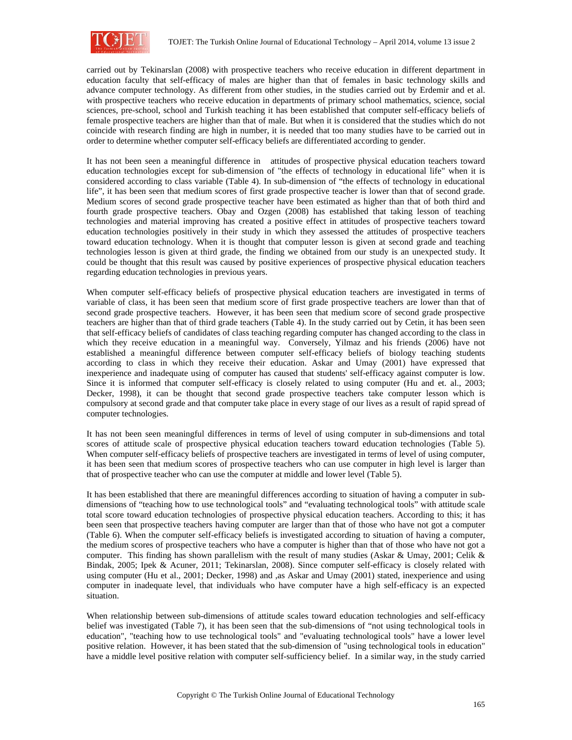carried out by Tekinarslan (2008) with prospective teachers who receive education in different department in education faculty that self-efficacy of males are higher than that of females in basic technology skills and advance computer technology. As different from other studies, in the studies carried out by Erdemir and et al. with prospective teachers who receive education in departments of primary school mathematics, science, social sciences, pre-school, school and Turkish teaching it has been established that computer self-efficacy beliefs of female prospective teachers are higher than that of male. But when it is considered that the studies which do not coincide with research finding are high in number, it is needed that too many studies have to be carried out in order to determine whether computer self-efficacy beliefs are differentiated according to gender.

It has not been seen a meaningful difference in attitudes of prospective physical education teachers toward education technologies except for sub-dimension of "the effects of technology in educational life" when it is considered according to class variable (Table 4). In sub-dimension of "the effects of technology in educational life", it has been seen that medium scores of first grade prospective teacher is lower than that of second grade. Medium scores of second grade prospective teacher have been estimated as higher than that of both third and fourth grade prospective teachers. Obay and Ozgen (2008) has established that taking lesson of teaching technologies and material improving has created a positive effect in attitudes of prospective teachers toward education technologies positively in their study in which they assessed the attitudes of prospective teachers toward education technology. When it is thought that computer lesson is given at second grade and teaching technologies lesson is given at third grade, the finding we obtained from our study is an unexpected study. It could be thought that this result was caused by positive experiences of prospective physical education teachers regarding education technologies in previous years.

When computer self-efficacy beliefs of prospective physical education teachers are investigated in terms of variable of class, it has been seen that medium score of first grade prospective teachers are lower than that of second grade prospective teachers. However, it has been seen that medium score of second grade prospective teachers are higher than that of third grade teachers (Table 4). In the study carried out by Cetin, it has been seen that self-efficacy beliefs of candidates of class teaching regarding computer has changed according to the class in which they receive education in a meaningful way. Conversely, Yilmaz and his friends (2006) have not established a meaningful difference between computer self-efficacy beliefs of biology teaching students according to class in which they receive their education. Askar and Umay (2001) have expressed that inexperience and inadequate using of computer has caused that students' self-efficacy against computer is low. Since it is informed that computer self-efficacy is closely related to using computer (Hu and et. al., 2003; Decker, 1998), it can be thought that second grade prospective teachers take computer lesson which is compulsory at second grade and that computer take place in every stage of our lives as a result of rapid spread of computer technologies.

It has not been seen meaningful differences in terms of level of using computer in sub-dimensions and total scores of attitude scale of prospective physical education teachers toward education technologies (Table 5). When computer self-efficacy beliefs of prospective teachers are investigated in terms of level of using computer, it has been seen that medium scores of prospective teachers who can use computer in high level is larger than that of prospective teacher who can use the computer at middle and lower level (Table 5).

It has been established that there are meaningful differences according to situation of having a computer in sub-dimensions of "teaching how to use technological tools" and "evaluating technological tools" with attitude scale total score toward education technologies of prospective physical education teachers. According to this; it has been seen that prospective teachers having computer are larger than that of those who have not got a computer (Table 6). When the computer self-efficacy beliefs is investigated according to situation of having a computer, the medium scores of prospective teachers who have a computer is higher than that of those who have not got a computer. This finding has shown parallelism with the result of many studies (Askar & Umay, 2001; Celik & Bindak, 2005; Ipek & Acuner, 2011; Tekinarslan, 2008). Since computer self-efficacy is closely related with using computer (Hu et al., 2001; Decker, 1998) and ,as Askar and Umay (2001) stated, inexperience and using computer in inadequate level, that individuals who have computer have a high self-efficacy is an expected situation.

When relationship between sub-dimensions of attitude scales toward education technologies and self-efficacy belief was investigated (Table 7), it has been seen that the sub-dimensions of "not using technological tools in education", "teaching how to use technological tools" and "evaluating technological tools" have a lower level positive relation. However, it has been stated that the sub-dimension of "using technological tools in education" have a middle level positive relation with computer self-sufficiency belief. In a similar way, in the study carried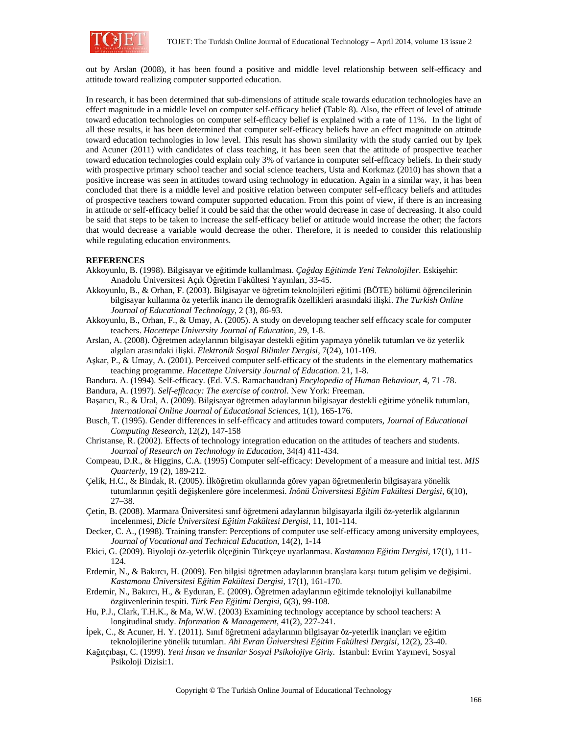out by Arslan (2008), it has been found a positive and middle level relationship between self-efficacy and attitude toward realizing computer supported education.

In research, it has been determined that sub-dimensions of attitude scale towards education technologies have an effect magnitude in a middle level on computer self-efficacy belief (Table 8). Also, the effect of level of attitude toward education technologies on computer self-efficacy belief is explained with a rate of 11%. In the light of all these results, it has been determined that computer self-efficacy beliefs have an effect magnitude on attitude toward education technologies in low level. This result has shown similarity with the study carried out by Ipek and Acuner (2011) with candidates of class teaching, it has been seen that the attitude of prospective teacher toward education technologies could explain only 3% of variance in computer self-efficacy beliefs. In their study with prospective primary school teacher and social science teachers, Usta and Korkmaz (2010) has shown that a positive increase was seen in attitudes toward using technology in education. Again in a similar way, it has been concluded that there is a middle level and positive relation between computer self-efficacy beliefs and attitudes of prospective teachers toward computer supported education. From this point of view, if there is an increasing in attitude or self-efficacy belief it could be said that the other would decrease in case of decreasing. It also could be said that steps to be taken to increase the self-efficacy belief or attitude would increase the other; the factors that would decrease a variable would decrease the other. Therefore, it is needed to consider this relationship while regulating education environments.

## REFERENCES

Akkoyunlu, B. (1998). Bilgisayar ve eğitimde kullanılması. *Çağdaş Eğitimde Yeni Teknolojiler.* Eskişehir: Anadolu Üniversitesi Açık Öğretim Fakültesi Yayınları, 33-45.

Akkoyunlu, B., & Orhan, F. (2003). Bilgisayar ve öğretim teknolojileri eğitimi (BÖTE) bölümü öğrencilerinin bilgisayar kullanma öz yeterlik inancı ile demografik özellikleri arasındaki ilişki. *The Turkish Online Journal of Educational Technology*, 2 (3), 86-93.

Akkoyunlu, B., Orhan, F., & Umay, A. (2005). A study on developıng teacher self effıcacy scale for computer teachers. *Hacettepe University Journal of Education,* 29, 1-8.

Arslan, A. (2008). Öğretmen adaylarının bilgisayar destekli eğitim yapmaya yönelik tutumları ve öz yeterlik algıları arasındaki ilişki. *Elektronik Sosyal Bilimler Dergisi*, 7(24), 101-109.

Aşkar, P., & Umay, A. (2001). Perceived computer self-efficacy of the students in the elementary mathematics teaching programme. *Hacettepe University Journal of Education.* 21, 1-8.

Bandura. A. (1994). Self-efficacy. (Ed. V.S. Ramachaudran) *Encylopedia of Human Behaviour,* 4, 71 -78.

Bandura, A. (1997). *Self-efficacy: The exercise of control*. New York: Freeman.

Başarıcı, R., & Ural, A. (2009). Bilgisayar öğretmen adaylarının bilgisayar destekli eğitime yönelik tutumları, *International Online Journal of Educational Sciences*, 1(1), 165-176.

Busch, T. (1995). Gender differences in self-efficacy and attitudes toward computers, *Journal of Educational Computing Research,* 12(2), 147-158

Christanse, R. (2002). Effects of technology integration education on the attitudes of teachers and students. *Journal of Research on Technology in Education*, 34(4) 411-434.

Compeau, D.R., & Higgins, C.A. (1995) Computer self-efficacy: Development of a measure and initial test. *MIS Quarterly*, 19 (2), 189-212.

Çelik, H.C., & Bindak, R. (2005). İlköğretim okullarında görev yapan öğretmenlerin bilgisayara yönelik tutumlarının çeşitli değişkenlere göre incelenmesi. *İnönü Üniversitesi Eğitim Fakültesi Dergisi*, 6(10), 27–38.

Çetin, B. (2008). Marmara Üniversitesi sınıf öğretmeni adaylarının bilgisayarla ilgili öz-yeterlik algılarının incelenmesi, *Dicle Üniversitesi Eğitim Fakültesi Dergisi*, 11, 101-114.

Decker, C. A., (1998). Training transfer: Perceptions of computer use self-efficacy among university employees, *Journal of Vocational and Technical Education*, 14(2), 1-14

Ekici, G. (2009). Biyoloji öz-yeterlik ölçeğinin Türkçeye uyarlanması. *Kastamonu Eğitim Dergisi*, 17(1), 111-124.

Erdemir, N., & Bakırcı, H. (2009). Fen bilgisi öğretmen adaylarının branşlara karşı tutum gelişim ve değişimi. *Kastamonu Üniversitesi Eğitim Fakültesi Dergisi,* 17(1), 161-170.

Erdemir, N., Bakırcı, H., & Eyduran, E. (2009). Öğretmen adaylarının eğitimde teknolojiyi kullanabilme özgüvenlerinin tespiti. *Türk Fen Eğitimi Dergisi*, 6(3), 99-108.

Hu, P.J., Clark, T.H.K., & Ma, W.W. (2003) Examining technology acceptance by school teachers: A longitudinal study. *Information & Management*, 41(2), 227-241.

İpek, C., & Acuner, H. Y. (2011). Sınıf öğretmeni adaylarının bilgisayar öz-yeterlik inançları ve eğitim teknolojilerine yönelik tutumları. *Ahi Evran Üniversitesi Eğitim Fakültesi Dergisi*, 12(2), 23-40.

Kağıtçıbaşı, C. (1999). *Yeni İnsan ve İnsanlar Sosyal Psikolojiye Giriş*. İstanbul: Evrim Yayınevi, Sosyal Psikoloji Dizisi:1.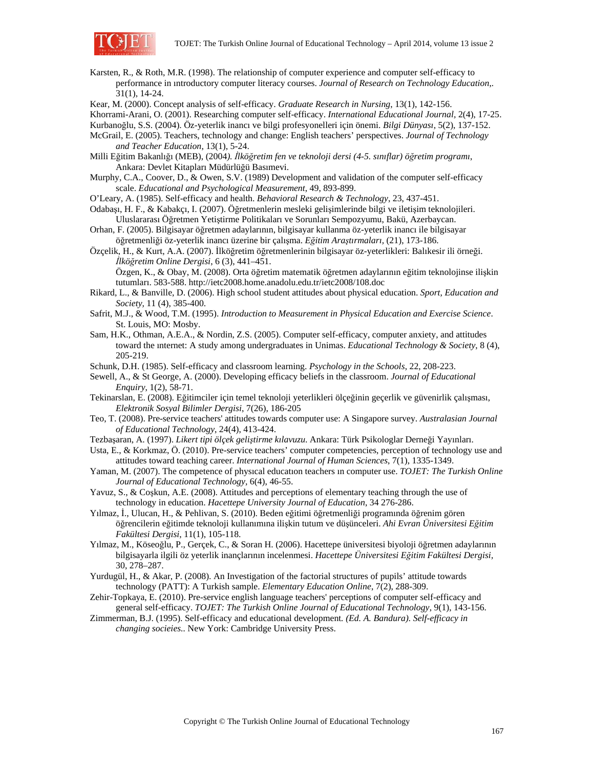Karsten, R., & Roth, M.R. (1998). The relationship of computer experience and computer self-efficacy to performance in ıntroductory computer literacy courses. *Journal of Research on Technology Education*,. 31(1), 14-24.

Kear, M. (2000). Concept analysis of self-efficacy. *Graduate Research in Nursing*, 13(1), 142-156.

Khorrami-Arani, O. (2001). Researching computer self-efficacy. *International Educational Journal*, 2(4), 17-25.

Kurbanoğlu, S.S. (2004). Öz-yeterlik inancı ve bilgi profesyonelleri için önemi. *Bilgi Dünyası*, 5(2), 137-152.

McGrail, E. (2005). Teachers, technology and change: English teachers' perspectives. *Journal of Technology and Teacher Education*, 13(1), 5-24.

Milli Eğitim Bakanlığı (MEB), (2004*). İlköğretim fen ve teknoloji dersi (4-5. sınıflar) öğretim programı*, Ankara: Devlet Kitapları Müdürlüğü Basımevi.

Murphy, C.A., Coover, D., & Owen, S.V. (1989) Development and validation of the computer self-efficacy scale. *Educational and Psychological Measurement*, 49, 893-899.

O'Leary, A. (1985). Self-efficacy and health. *Behavioral Research & Technology*, 23, 437-451.

Odabaşı, H. F., & Kabakçı, I. (2007). Öğretmenlerin mesleki gelişimlerinde bilgi ve iletişim teknolojileri. Uluslararası Öğretmen Yetiştirme Politikaları ve Sorunları Sempozyumu, Bakü, Azerbaycan.

Orhan, F. (2005). Bilgisayar öğretmen adaylarının, bilgisayar kullanma öz-yeterlik inancı ile bilgisayar öğretmenliği öz-yeterlik inancı üzerine bir çalışma. *Eğitim Araştırmaları*, (21), 173-186.

Özçelik, H., & Kurt, A.A. (2007). İlköğretim öğretmenlerinin bilgisayar öz-yeterlikleri: Balıkesir ili örneği. *İlköğretim Online Dergisi*, 6 (3), 441–451.

Özgen, K., & Obay, M. (2008). Orta öğretim matematik öğretmen adaylarının eğitim teknolojinse ilişkin tutumları. 583-588. http://ietc2008.home.anadolu.edu.tr/ietc2008/108.doc

Rikard, L., & Banville, D. (2006). High school student attitudes about physical education. *Sport, Education and Society*, 11 (4), 385-400.

Safrit, M.J., & Wood, T.M. (1995). *Introduction to Measurement in Physical Education and Exercise Science*. St. Louis, MO: Mosby.

Sam, H.K., Othman, A.E.A., & Nordin, Z.S. (2005). Computer self-efficacy, computer anxiety, and attitudes toward the ınternet: A study among undergraduates in Unimas. *Educational Technology & Society*, 8 (4), 205-219.

Schunk, D.H. (1985). Self-efficacy and classroom learning. *Psychology in the Schools*, 22, 208-223.

Sewell, A., & St George, A. (2000). Developing efficacy beliefs in the classroom. *Journal of Educational Enquiry*, 1(2), 58-71.

Tekinarslan, E. (2008). Eğitimciler için temel teknoloji yeterlikleri ölçeğinin geçerlik ve güvenirlik çalışması, *Elektronik Sosyal Bilimler Dergisi*, 7(26), 186-205

Teo, T. (2008). Pre-service teachers' attitudes towards computer use: A Singapore survey. *Australasian Journal of Educational Technology*, 24(4), 413-424.

Tezbaşaran, A. (1997). *Likert tipi ölçek geliştirme kılavuzu*. Ankara: Türk Psikologlar Derneği Yayınları.

Usta, E., & Korkmaz, Ö. (2010). Pre-service teachers' computer competencies, perception of technology use and attitudes toward teaching career. *International Journal of Human Sciences*, 7(1), 1335-1349.

Yaman, M. (2007). The competence of physıcal educatıon teachers ın computer use. *TOJET: The Turkish Online Journal of Educational Technology*, 6(4), 46-55.

Yavuz, S., & Coşkun, A.E. (2008). Attitudes and perceptions of elementary teaching through the use of technology in education. *Hacettepe University Journal of Education*, 34 276-286.

Yılmaz, İ., Ulucan, H., & Pehlivan, S. (2010). Beden eğitimi öğretmenliği programında öğrenim gören öğrencilerin eğitimde teknoloji kullanımına ilişkin tutum ve düşünceleri. *Ahi Evran Üniversitesi Eğitim Fakültesi Dergisi*, 11(1), 105-118.

Yılmaz, M., Köseoğlu, P., Gerçek, C., & Soran H. (2006). Hacettepe üniversitesi biyoloji öğretmen adaylarının bilgisayarla ilgili öz yeterlik inançlarının incelenmesi. *Hacettepe Üniversitesi Eğitim Fakültesi Dergisi*, 30, 278–287.

Yurdugül, H., & Akar, P. (2008). An Investigation of the factorial structures of pupils' attitude towards technology (PATT): A Turkish sample. *Elementary Education Online*, 7(2), 288-309.

Zehir-Topkaya, E. (2010). Pre-service english language teachers' perceptions of computer self-efficacy and general self-efficacy. *TOJET: The Turkish Online Journal of Educational Technology*, 9(1), 143-156.

Zimmerman, B.J. (1995). Self-efficacy and educational development*. (Ed. A. Bandura). Self-efficacy in changing socieies.*. New York: Cambridge University Press.